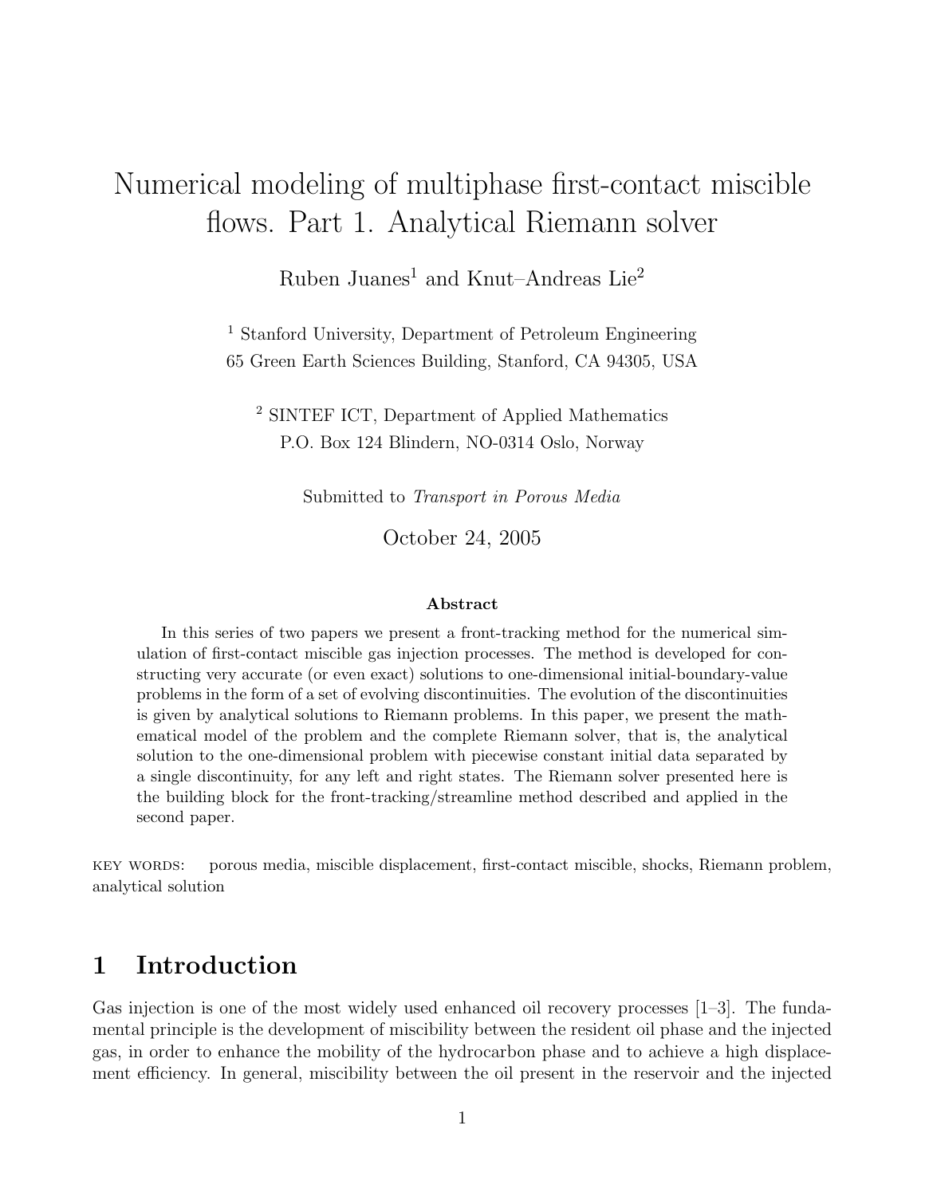# Numerical modeling of multiphase first-contact miscible flows. Part 1. Analytical Riemann solver

Ruben Juanes[1] and Knut–Andreas Lie[2]

[1] Stanford University, Department of Petroleum Engineering
65 Green Earth Sciences Building, Stanford, CA 94305, USA

[2] SINTEF ICT, Department of Applied Mathematics
P.O. Box 124 Blindern, NO-0314 Oslo, Norway

Submitted to *Transport in Porous Media*

October 24, 2005

**Abstract**

In this series of two papers we present a front-tracking method for the numerical simulation of first-contact miscible gas injection processes. The method is developed for constructing very accurate (or even exact) solutions to one-dimensional initial-boundary-value problems in the form of a set of evolving discontinuities. The evolution of the discontinuities is given by analytical solutions to Riemann problems. In this paper, we present the mathematical model of the problem and the complete Riemann solver, that is, the analytical solution to the one-dimensional problem with piecewise constant initial data separated by a single discontinuity, for any left and right states. The Riemann solver presented here is the building block for the front-tracking/streamline method described and applied in the second paper.

KEY WORDS: porous media, miscible displacement, first-contact miscible, shocks, Riemann problem, analytical solution

## 1 Introduction

Gas injection is one of the most widely used enhanced oil recovery processes [1–3]. The fundamental principle is the development of miscibility between the resident oil phase and the injected gas, in order to enhance the mobility of the hydrocarbon phase and to achieve a high displacement efficiency. In general, miscibility between the oil present in the reservoir and the injected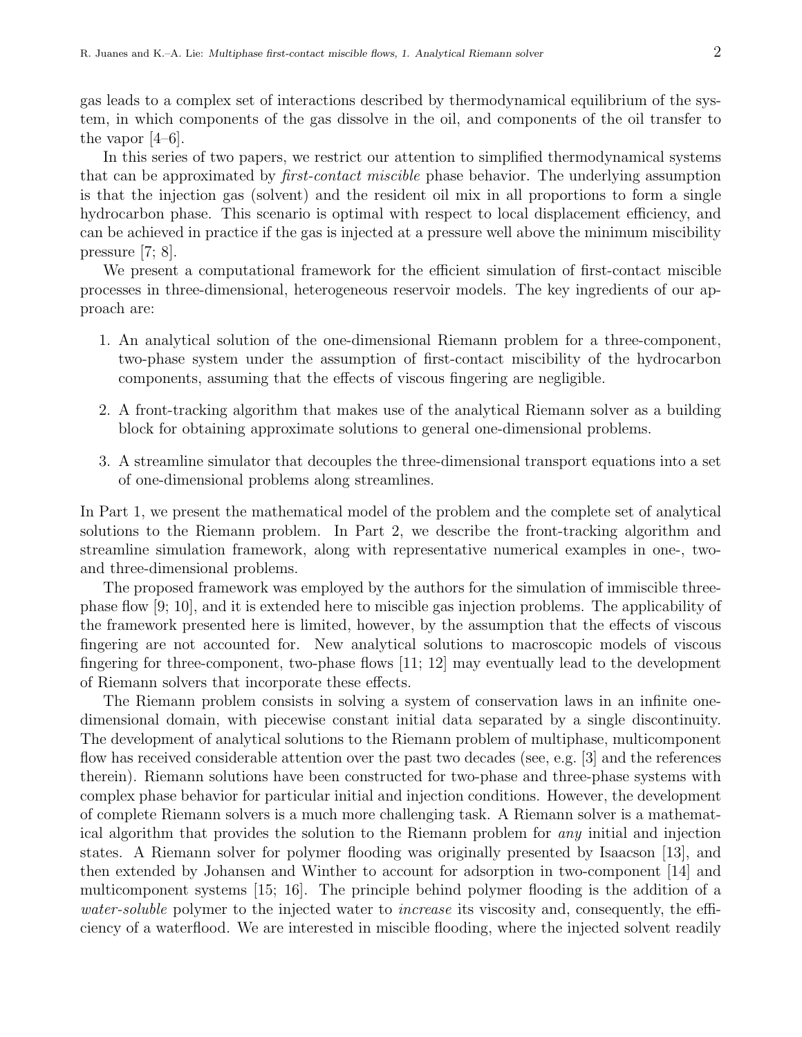gas leads to a complex set of interactions described by thermodynamical equilibrium of the system, in which components of the gas dissolve in the oil, and components of the oil transfer to the vapor [4–6].

In this series of two papers, we restrict our attention to simplified thermodynamical systems that can be approximated by *first-contact miscible* phase behavior. The underlying assumption is that the injection gas (solvent) and the resident oil mix in all proportions to form a single hydrocarbon phase. This scenario is optimal with respect to local displacement efficiency, and can be achieved in practice if the gas is injected at a pressure well above the minimum miscibility pressure [7; 8].

We present a computational framework for the efficient simulation of first-contact miscible processes in three-dimensional, heterogeneous reservoir models. The key ingredients of our approach are:

1. An analytical solution of the one-dimensional Riemann problem for a three-component, two-phase system under the assumption of first-contact miscibility of the hydrocarbon components, assuming that the effects of viscous fingering are negligible.
2. A front-tracking algorithm that makes use of the analytical Riemann solver as a building block for obtaining approximate solutions to general one-dimensional problems.
3. A streamline simulator that decouples the three-dimensional transport equations into a set of one-dimensional problems along streamlines.

In Part 1, we present the mathematical model of the problem and the complete set of analytical solutions to the Riemann problem. In Part 2, we describe the front-tracking algorithm and streamline simulation framework, along with representative numerical examples in one-, two- and three-dimensional problems.

The proposed framework was employed by the authors for the simulation of immiscible three-phase flow [9; 10], and it is extended here to miscible gas injection problems. The applicability of the framework presented here is limited, however, by the assumption that the effects of viscous fingering are not accounted for. New analytical solutions to macroscopic models of viscous fingering for three-component, two-phase flows [11; 12] may eventually lead to the development of Riemann solvers that incorporate these effects.

The Riemann problem consists in solving a system of conservation laws in an infinite one-dimensional domain, with piecewise constant initial data separated by a single discontinuity. The development of analytical solutions to the Riemann problem of multiphase, multicomponent flow has received considerable attention over the past two decades (see, e.g. [3] and the references therein). Riemann solutions have been constructed for two-phase and three-phase systems with complex phase behavior for particular initial and injection conditions. However, the development of complete Riemann solvers is a much more challenging task. A Riemann solver is a mathematical algorithm that provides the solution to the Riemann problem for *any* initial and injection states. A Riemann solver for polymer flooding was originally presented by Isaacson [13], and then extended by Johansen and Winther to account for adsorption in two-component [14] and multicomponent systems [15; 16]. The principle behind polymer flooding is the addition of a *water-soluble* polymer to the injected water to *increase* its viscosity and, consequently, the efficiency of a waterflood. We are interested in miscible flooding, where the injected solvent readily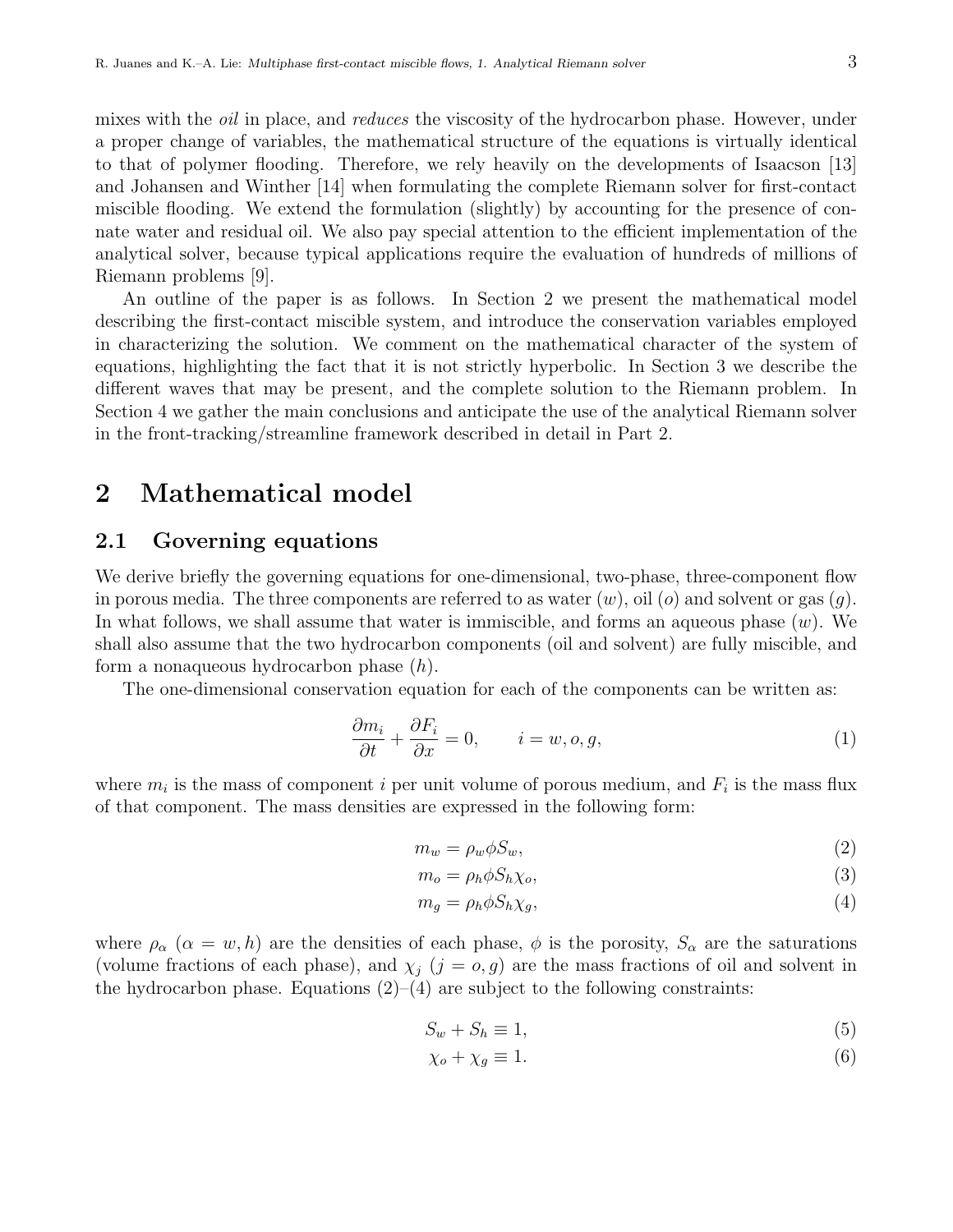mixes with the *oil* in place, and *reduces* the viscosity of the hydrocarbon phase. However, under a proper change of variables, the mathematical structure of the equations is virtually identical to that of polymer flooding. Therefore, we rely heavily on the developments of Isaacson [13] and Johansen and Winther [14] when formulating the complete Riemann solver for first-contact miscible flooding. We extend the formulation (slightly) by accounting for the presence of connate water and residual oil. We also pay special attention to the efficient implementation of the analytical solver, because typical applications require the evaluation of hundreds of millions of Riemann problems [9].

An outline of the paper is as follows. In Section 2 we present the mathematical model describing the first-contact miscible system, and introduce the conservation variables employed in characterizing the solution. We comment on the mathematical character of the system of equations, highlighting the fact that it is not strictly hyperbolic. In Section 3 we describe the different waves that may be present, and the complete solution to the Riemann problem. In Section 4 we gather the main conclusions and anticipate the use of the analytical Riemann solver in the front-tracking/streamline framework described in detail in Part 2.

# 2 Mathematical model

## 2.1 Governing equations

We derive briefly the governing equations for one-dimensional, two-phase, three-component flow in porous media. The three components are referred to as water ($w$), oil ($o$) and solvent or gas ($g$). In what follows, we shall assume that water is immiscible, and forms an aqueous phase ($w$). We shall also assume that the two hydrocarbon components (oil and solvent) are fully miscible, and form a nonaqueous hydrocarbon phase ($h$).

The one-dimensional conservation equation for each of the components can be written as:

$$\frac{\partial m_i}{\partial t} + \frac{\partial F_i}{\partial x} = 0, \qquad i = w, o, g, \tag{1}$$

where $m_i$ is the mass of component $i$ per unit volume of porous medium, and $F_i$ is the mass flux of that component. The mass densities are expressed in the following form:

$$m_w = \rho_w \phi S_w, \tag{2}$$

$$m_o = \rho_h \phi S_h \chi_o, \tag{3}$$

$$m_g = \rho_h \phi S_h \chi_g, \tag{4}$$

where $\rho_\alpha$ ($\alpha = w, h$) are the densities of each phase, $\phi$ is the porosity, $S_\alpha$ are the saturations (volume fractions of each phase), and $\chi_j$ ($j = o, g$) are the mass fractions of oil and solvent in the hydrocarbon phase. Equations (2)–(4) are subject to the following constraints:

$$S_w + S_h \equiv 1, \tag{5}$$

$$\chi_o + \chi_g \equiv 1. \tag{6}$$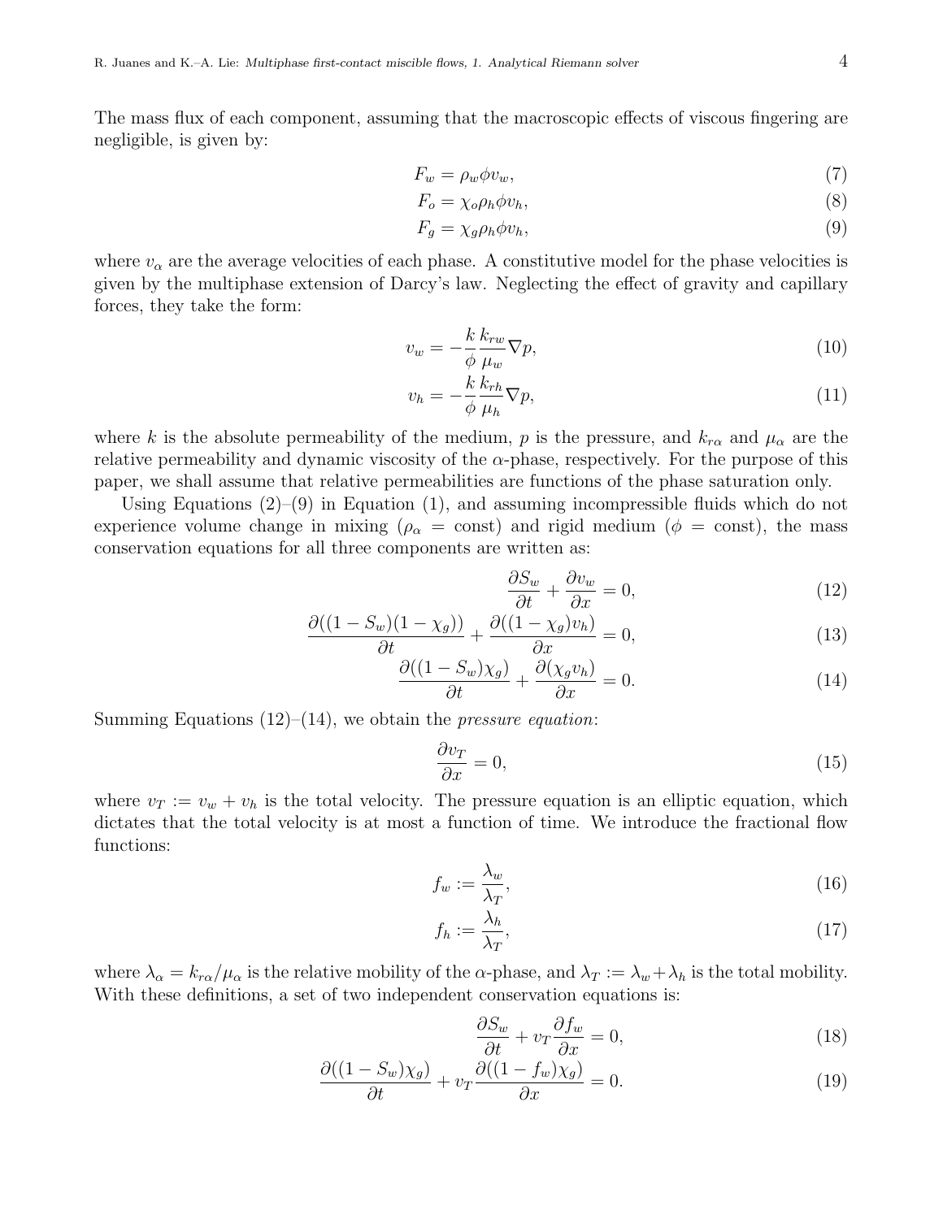The mass flux of each component, assuming that the macroscopic effects of viscous fingering are negligible, is given by:

$$F_w = \rho_w \phi v_w, \tag{7}$$

$$F_o = \chi_o \rho_h \phi v_h, \tag{8}$$

$$F_g = \chi_g \rho_h \phi v_h, \tag{9}$$

where $v_\alpha$ are the average velocities of each phase. A constitutive model for the phase velocities is given by the multiphase extension of Darcy's law. Neglecting the effect of gravity and capillary forces, they take the form:

$$v_w = -\frac{k}{\phi}\frac{k_{rw}}{\mu_w}\nabla p, \tag{10}$$

$$v_h = -\frac{k}{\phi}\frac{k_{rh}}{\mu_h}\nabla p, \tag{11}$$

where $k$ is the absolute permeability of the medium, $p$ is the pressure, and $k_{r\alpha}$ and $\mu_\alpha$ are the relative permeability and dynamic viscosity of the $\alpha$-phase, respectively. For the purpose of this paper, we shall assume that relative permeabilities are functions of the phase saturation only.

Using Equations (2)–(9) in Equation (1), and assuming incompressible fluids which do not experience volume change in mixing ($\rho_\alpha$ = const) and rigid medium ($\phi$ = const), the mass conservation equations for all three components are written as:

$$\frac{\partial S_w}{\partial t} + \frac{\partial v_w}{\partial x} = 0, \tag{12}$$

$$\frac{\partial((1-S_w)(1-\chi_g))}{\partial t} + \frac{\partial((1-\chi_g)v_h)}{\partial x} = 0, \tag{13}$$

$$\frac{\partial((1-S_w)\chi_g)}{\partial t} + \frac{\partial(\chi_g v_h)}{\partial x} = 0. \tag{14}$$

Summing Equations (12)–(14), we obtain the *pressure equation*:

$$\frac{\partial v_T}{\partial x} = 0, \tag{15}$$

where $v_T := v_w + v_h$ is the total velocity. The pressure equation is an elliptic equation, which dictates that the total velocity is at most a function of time. We introduce the fractional flow functions:

$$f_w := \frac{\lambda_w}{\lambda_T}, \tag{16}$$

$$f_h := \frac{\lambda_h}{\lambda_T}, \tag{17}$$

where $\lambda_\alpha = k_{r\alpha}/\mu_\alpha$ is the relative mobility of the $\alpha$-phase, and $\lambda_T := \lambda_w + \lambda_h$ is the total mobility. With these definitions, a set of two independent conservation equations is:

$$\frac{\partial S_w}{\partial t} + v_T \frac{\partial f_w}{\partial x} = 0, \tag{18}$$

$$\frac{\partial((1-S_w)\chi_g)}{\partial t} + v_T \frac{\partial((1-f_w)\chi_g)}{\partial x} = 0. \tag{19}$$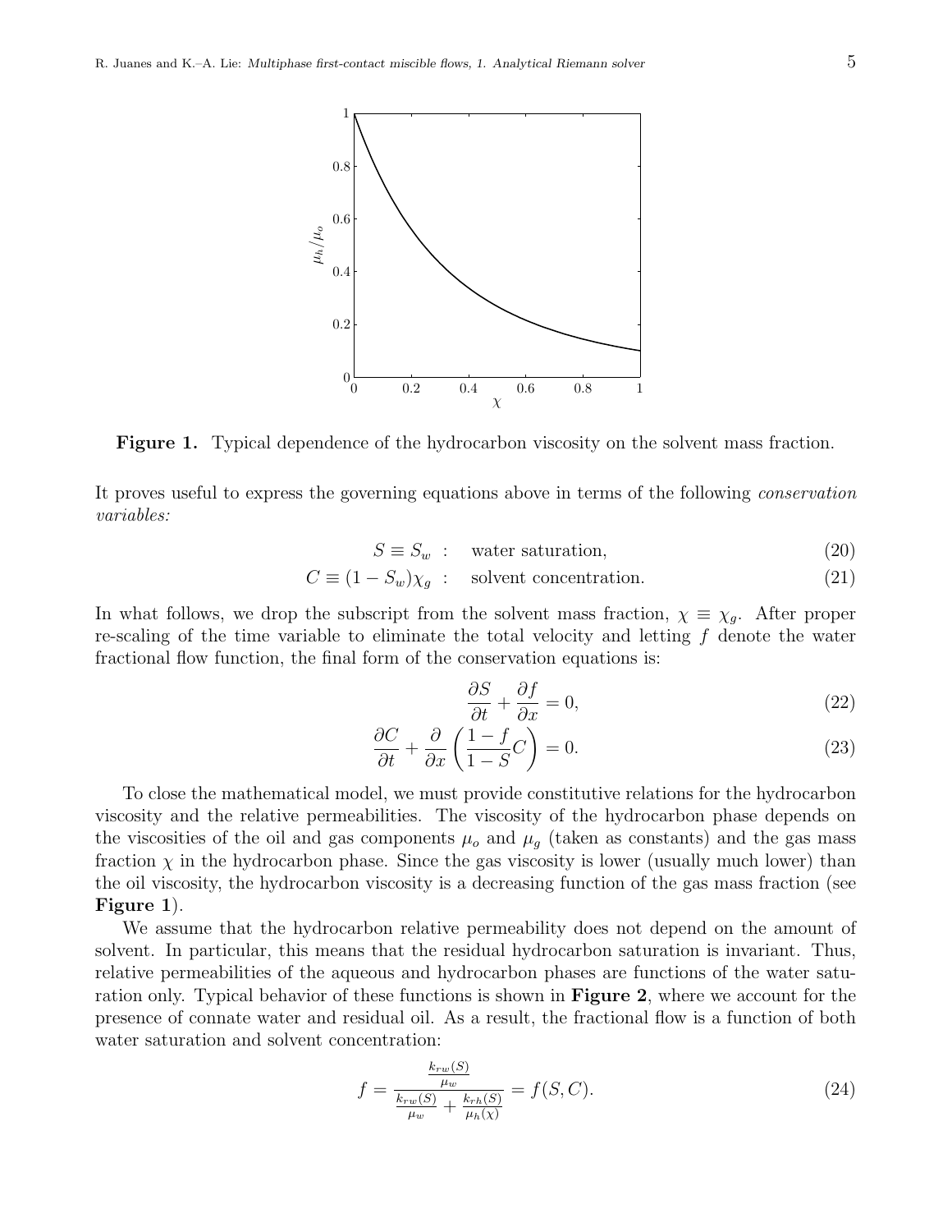**Figure 1.** Typical dependence of the hydrocarbon viscosity on the solvent mass fraction.

It proves useful to express the governing equations above in terms of the following *conservation variables:*

$$S \equiv S_w \; : \quad \text{water saturation,} \tag{20}$$

$$C \equiv (1 - S_w)\chi_g \; : \quad \text{solvent concentration.} \tag{21}$$

In what follows, we drop the subscript from the solvent mass fraction, $\chi \equiv \chi_g$. After proper re-scaling of the time variable to eliminate the total velocity and letting $f$ denote the water fractional flow function, the final form of the conservation equations is:

$$\frac{\partial S}{\partial t} + \frac{\partial f}{\partial x} = 0, \tag{22}$$

$$\frac{\partial C}{\partial t} + \frac{\partial}{\partial x}\left(\frac{1-f}{1-S}C\right) = 0. \tag{23}$$

To close the mathematical model, we must provide constitutive relations for the hydrocarbon viscosity and the relative permeabilities. The viscosity of the hydrocarbon phase depends on the viscosities of the oil and gas components $\mu_o$ and $\mu_g$ (taken as constants) and the gas mass fraction $\chi$ in the hydrocarbon phase. Since the gas viscosity is lower (usually much lower) than the oil viscosity, the hydrocarbon viscosity is a decreasing function of the gas mass fraction (see **Figure 1**).

We assume that the hydrocarbon relative permeability does not depend on the amount of solvent. In particular, this means that the residual hydrocarbon saturation is invariant. Thus, relative permeabilities of the aqueous and hydrocarbon phases are functions of the water saturation only. Typical behavior of these functions is shown in **Figure 2**, where we account for the presence of connate water and residual oil. As a result, the fractional flow is a function of both water saturation and solvent concentration:

$$f = \frac{\frac{k_{rw}(S)}{\mu_w}}{\frac{k_{rw}(S)}{\mu_w} + \frac{k_{rh}(S)}{\mu_h(\chi)}} = f(S, C). \tag{24}$$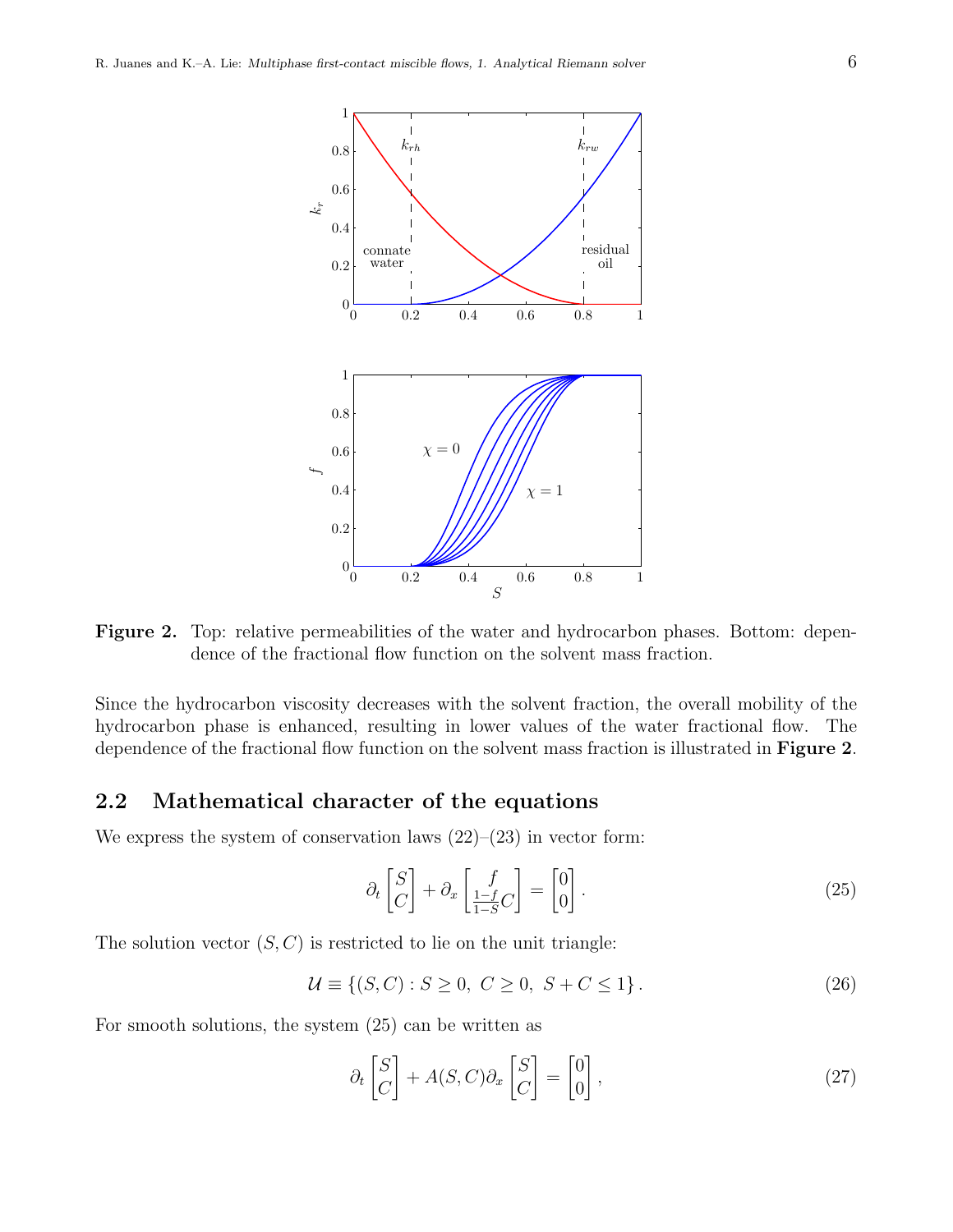**Figure 2.** Top: relative permeabilities of the water and hydrocarbon phases. Bottom: dependence of the fractional flow function on the solvent mass fraction.

Since the hydrocarbon viscosity decreases with the solvent fraction, the overall mobility of the hydrocarbon phase is enhanced, resulting in lower values of the water fractional flow. The dependence of the fractional flow function on the solvent mass fraction is illustrated in **Figure 2**.

## 2.2 Mathematical character of the equations

We express the system of conservation laws (22)–(23) in vector form:

$$\partial_t \begin{bmatrix} S \\ C \end{bmatrix} + \partial_x \begin{bmatrix} f \\ \frac{1-f}{1-S}C \end{bmatrix} = \begin{bmatrix} 0 \\ 0 \end{bmatrix}. \tag{25}$$

The solution vector $(S, C)$ is restricted to lie on the unit triangle:

$$\mathcal{U} \equiv \{(S, C) : S \geq 0,\ C \geq 0,\ S + C \leq 1\}. \tag{26}$$

For smooth solutions, the system (25) can be written as

$$\partial_t \begin{bmatrix} S \\ C \end{bmatrix} + A(S, C)\partial_x \begin{bmatrix} S \\ C \end{bmatrix} = \begin{bmatrix} 0 \\ 0 \end{bmatrix}, \tag{27}$$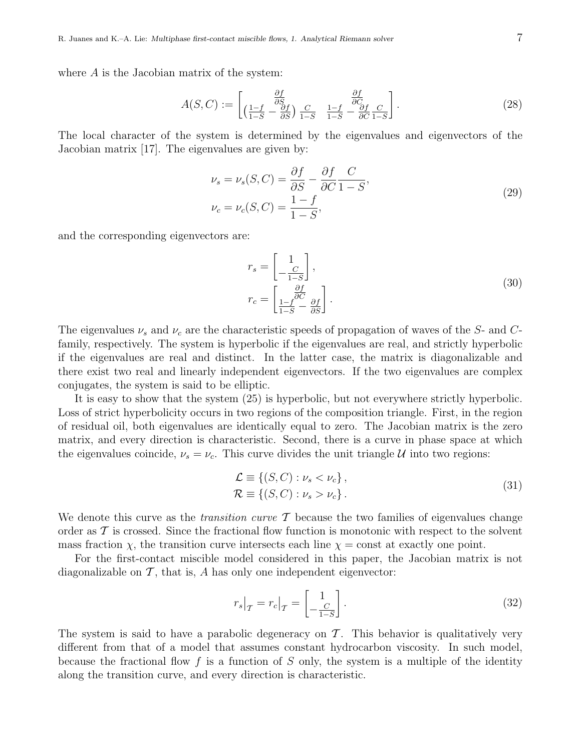where $A$ is the Jacobian matrix of the system:

$$A(S,C) := \begin{bmatrix} \frac{\partial f}{\partial S} & \frac{\partial f}{\partial C} \\ \left(\frac{1-f}{1-S} - \frac{\partial f}{\partial S}\right)\frac{C}{1-S} & \frac{1-f}{1-S} - \frac{\partial f}{\partial C}\frac{C}{1-S} \end{bmatrix}. \tag{28}$$

The local character of the system is determined by the eigenvalues and eigenvectors of the Jacobian matrix [17]. The eigenvalues are given by:

$$\begin{aligned} \nu_s = \nu_s(S,C) &= \frac{\partial f}{\partial S} - \frac{\partial f}{\partial C}\frac{C}{1-S}, \\ \nu_c = \nu_c(S,C) &= \frac{1-f}{1-S}, \end{aligned} \tag{29}$$

and the corresponding eigenvectors are:

$$\begin{aligned} r_s &= \begin{bmatrix} 1 \\ -\frac{C}{1-S} \end{bmatrix}, \\ r_c &= \begin{bmatrix} \frac{\partial f}{\partial C} \\ \frac{1-f}{1-S} - \frac{\partial f}{\partial S} \end{bmatrix}. \end{aligned} \tag{30}$$

The eigenvalues $\nu_s$ and $\nu_c$ are the characteristic speeds of propagation of waves of the $S$- and $C$-family, respectively. The system is hyperbolic if the eigenvalues are real, and strictly hyperbolic if the eigenvalues are real and distinct. In the latter case, the matrix is diagonalizable and there exist two real and linearly independent eigenvectors. If the two eigenvalues are complex conjugates, the system is said to be elliptic.

It is easy to show that the system (25) is hyperbolic, but not everywhere strictly hyperbolic. Loss of strict hyperbolicity occurs in two regions of the composition triangle. First, in the region of residual oil, both eigenvalues are identically equal to zero. The Jacobian matrix is the zero matrix, and every direction is characteristic. Second, there is a curve in phase space at which the eigenvalues coincide, $\nu_s = \nu_c$. This curve divides the unit triangle $\mathcal{U}$ into two regions:

$$\begin{aligned} \mathcal{L} &\equiv \{(S,C) : \nu_s < \nu_c\}, \\ \mathcal{R} &\equiv \{(S,C) : \nu_s > \nu_c\}. \end{aligned} \tag{31}$$

We denote this curve as the *transition curve* $\mathcal{T}$ because the two families of eigenvalues change order as $\mathcal{T}$ is crossed. Since the fractional flow function is monotonic with respect to the solvent mass fraction $\chi$, the transition curve intersects each line $\chi = \text{const}$ at exactly one point.

For the first-contact miscible model considered in this paper, the Jacobian matrix is not diagonalizable on $\mathcal{T}$, that is, $A$ has only one independent eigenvector:

$$r_s\big|_{\mathcal{T}} = r_c\big|_{\mathcal{T}} = \begin{bmatrix} 1 \\ -\frac{C}{1-S} \end{bmatrix}. \tag{32}$$

The system is said to have a parabolic degeneracy on $\mathcal{T}$. This behavior is qualitatively very different from that of a model that assumes constant hydrocarbon viscosity. In such model, because the fractional flow $f$ is a function of $S$ only, the system is a multiple of the identity along the transition curve, and every direction is characteristic.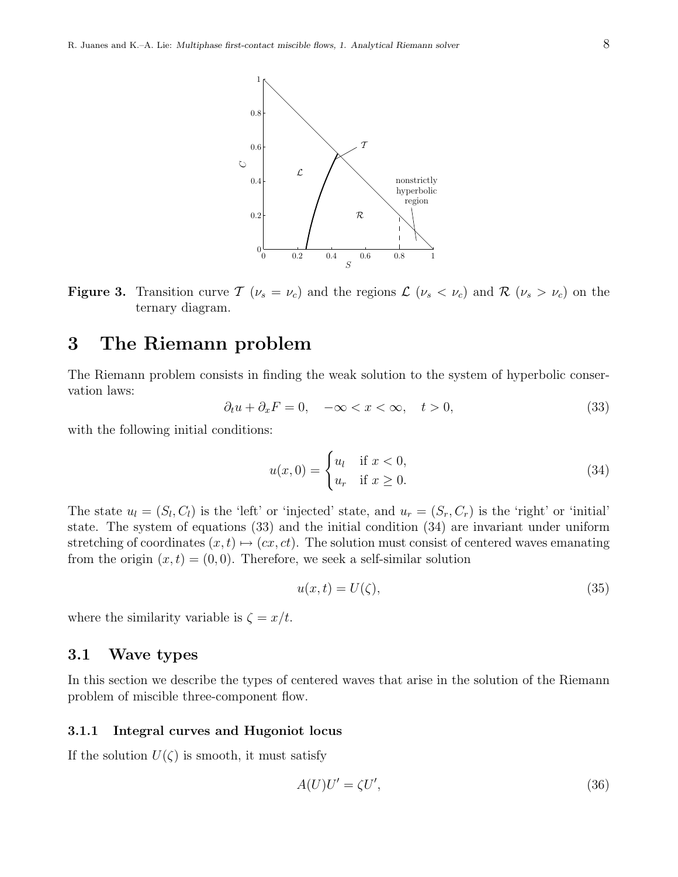**Figure 3.** Transition curve $\mathcal{T}$ ($\nu_s = \nu_c$) and the regions $\mathcal{L}$ ($\nu_s < \nu_c$) and $\mathcal{R}$ ($\nu_s > \nu_c$) on the ternary diagram.

# 3 The Riemann problem

The Riemann problem consists in finding the weak solution to the system of hyperbolic conservation laws:

$$\partial_t u + \partial_x F = 0, \quad -\infty < x < \infty, \quad t > 0, \tag{33}$$

with the following initial conditions:

$$u(x,0) = \begin{cases} u_l & \text{if } x < 0, \\ u_r & \text{if } x \geq 0. \end{cases} \tag{34}$$

The state $u_l = (S_l, C_l)$ is the 'left' or 'injected' state, and $u_r = (S_r, C_r)$ is the 'right' or 'initial' state. The system of equations (33) and the initial condition (34) are invariant under uniform stretching of coordinates $(x,t) \mapsto (cx, ct)$. The solution must consist of centered waves emanating from the origin $(x,t) = (0,0)$. Therefore, we seek a self-similar solution

$$u(x,t) = U(\zeta), \tag{35}$$

where the similarity variable is $\zeta = x/t$.

## 3.1 Wave types

In this section we describe the types of centered waves that arise in the solution of the Riemann problem of miscible three-component flow.

### 3.1.1 Integral curves and Hugoniot locus

If the solution $U(\zeta)$ is smooth, it must satisfy

$$A(U)U' = \zeta U', \tag{36}$$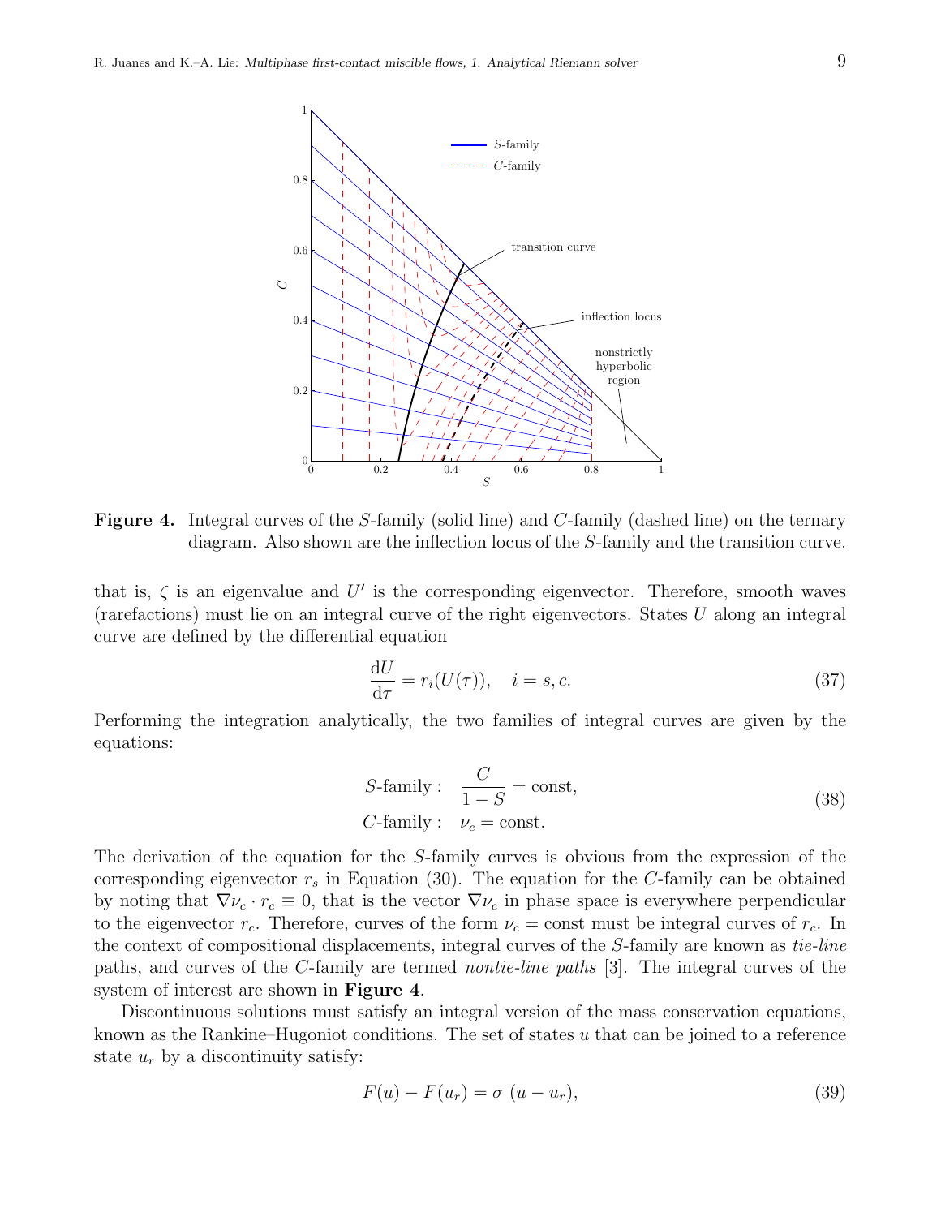**Figure 4.** Integral curves of the $S$-family (solid line) and $C$-family (dashed line) on the ternary diagram. Also shown are the inflection locus of the $S$-family and the transition curve.

that is, $\zeta$ is an eigenvalue and $U'$ is the corresponding eigenvector. Therefore, smooth waves (rarefactions) must lie on an integral curve of the right eigenvectors. States $U$ along an integral curve are defined by the differential equation

$$\frac{\mathrm{d}U}{\mathrm{d}\tau} = r_i(U(\tau)), \quad i = s, c. \tag{37}$$

Performing the integration analytically, the two families of integral curves are given by the equations:

$$\begin{aligned} S\text{-family}: & \quad \frac{C}{1-S} = \text{const}, \\ C\text{-family}: & \quad \nu_c = \text{const}. \end{aligned} \tag{38}$$

The derivation of the equation for the $S$-family curves is obvious from the expression of the corresponding eigenvector $r_s$ in Equation (30). The equation for the $C$-family can be obtained by noting that $\nabla\nu_c \cdot r_c \equiv 0$, that is the vector $\nabla\nu_c$ in phase space is everywhere perpendicular to the eigenvector $r_c$. Therefore, curves of the form $\nu_c = \text{const}$ must be integral curves of $r_c$. In the context of compositional displacements, integral curves of the $S$-family are known as *tie-line* paths, and curves of the $C$-family are termed *nontie-line paths* [3]. The integral curves of the system of interest are shown in **Figure 4**.

Discontinuous solutions must satisfy an integral version of the mass conservation equations, known as the Rankine–Hugoniot conditions. The set of states $u$ that can be joined to a reference state $u_r$ by a discontinuity satisfy:

$$F(u) - F(u_r) = \sigma\ (u - u_r), \tag{39}$$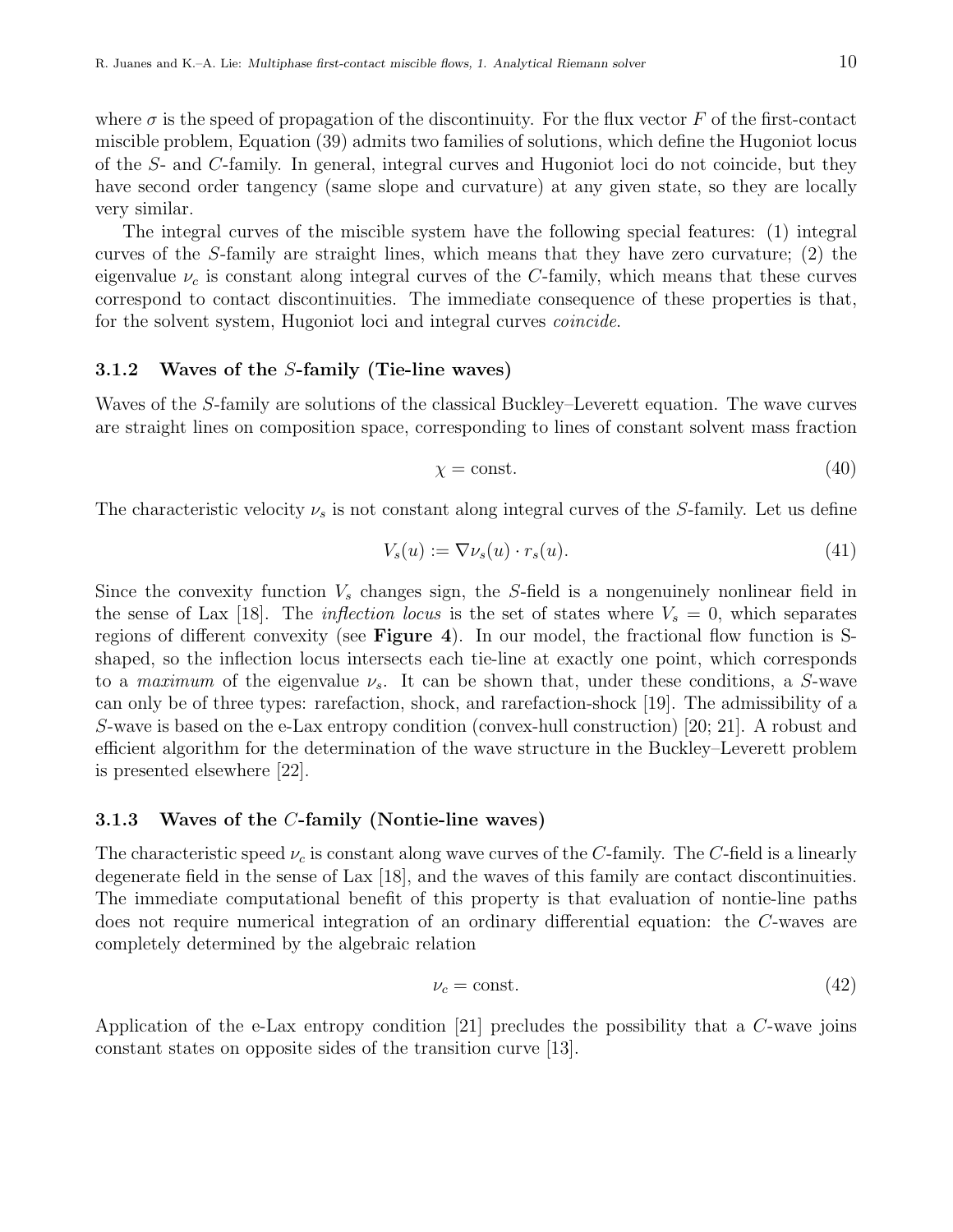where $\sigma$ is the speed of propagation of the discontinuity. For the flux vector $F$ of the first-contact miscible problem, Equation (39) admits two families of solutions, which define the Hugoniot locus of the $S$- and $C$-family. In general, integral curves and Hugoniot loci do not coincide, but they have second order tangency (same slope and curvature) at any given state, so they are locally very similar.

The integral curves of the miscible system have the following special features: (1) integral curves of the $S$-family are straight lines, which means that they have zero curvature; (2) the eigenvalue $\nu_c$ is constant along integral curves of the $C$-family, which means that these curves correspond to contact discontinuities. The immediate consequence of these properties is that, for the solvent system, Hugoniot loci and integral curves *coincide*.

### 3.1.2 Waves of the $S$-family (Tie-line waves)

Waves of the $S$-family are solutions of the classical Buckley–Leverett equation. The wave curves are straight lines on composition space, corresponding to lines of constant solvent mass fraction

$$\chi = \text{const.} \tag{40}$$

The characteristic velocity $\nu_s$ is not constant along integral curves of the $S$-family. Let us define

$$V_s(u) := \nabla \nu_s(u) \cdot r_s(u). \tag{41}$$

Since the convexity function $V_s$ changes sign, the $S$-field is a nongenuinely nonlinear field in the sense of Lax [18]. The *inflection locus* is the set of states where $V_s = 0$, which separates regions of different convexity (see **Figure 4**). In our model, the fractional flow function is S-shaped, so the inflection locus intersects each tie-line at exactly one point, which corresponds to a *maximum* of the eigenvalue $\nu_s$. It can be shown that, under these conditions, a $S$-wave can only be of three types: rarefaction, shock, and rarefaction-shock [19]. The admissibility of a $S$-wave is based on the e-Lax entropy condition (convex-hull construction) [20; 21]. A robust and efficient algorithm for the determination of the wave structure in the Buckley–Leverett problem is presented elsewhere [22].

### 3.1.3 Waves of the $C$-family (Nontie-line waves)

The characteristic speed $\nu_c$ is constant along wave curves of the $C$-family. The $C$-field is a linearly degenerate field in the sense of Lax [18], and the waves of this family are contact discontinuities. The immediate computational benefit of this property is that evaluation of nontie-line paths does not require numerical integration of an ordinary differential equation: the $C$-waves are completely determined by the algebraic relation

$$\nu_c = \text{const.} \tag{42}$$

Application of the e-Lax entropy condition [21] precludes the possibility that a $C$-wave joins constant states on opposite sides of the transition curve [13].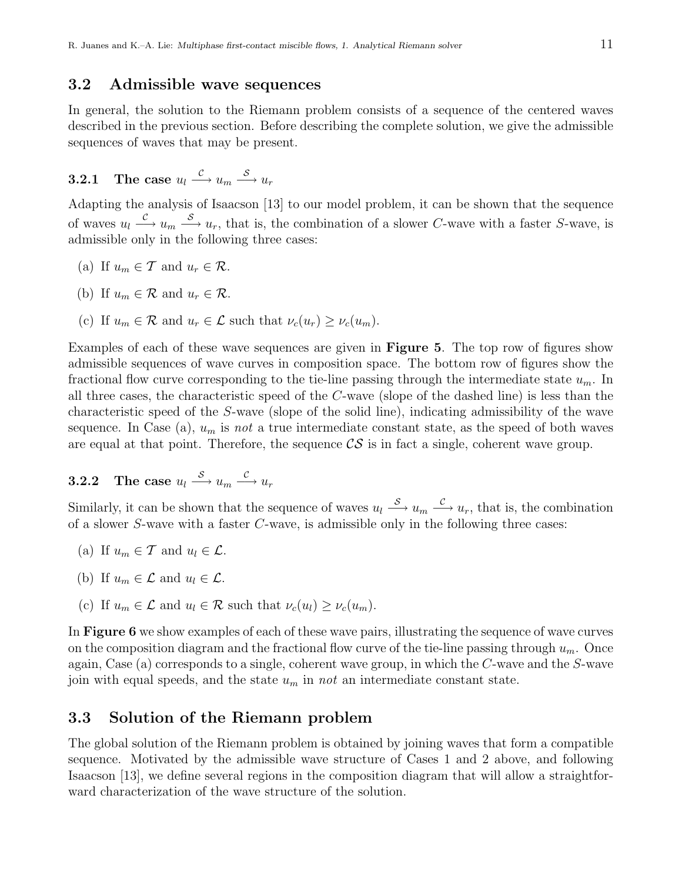## 3.2 Admissible wave sequences

In general, the solution to the Riemann problem consists of a sequence of the centered waves described in the previous section. Before describing the complete solution, we give the admissible sequences of waves that may be present.

### 3.2.1 The case $u_l \xrightarrow{\mathcal{C}} u_m \xrightarrow{\mathcal{S}} u_r$

Adapting the analysis of Isaacson [13] to our model problem, it can be shown that the sequence of waves $u_l \xrightarrow{\mathcal{C}} u_m \xrightarrow{\mathcal{S}} u_r$, that is, the combination of a slower $C$-wave with a faster $S$-wave, is admissible only in the following three cases:

(a) If $u_m \in \mathcal{T}$ and $u_r \in \mathcal{R}$.

(b) If $u_m \in \mathcal{R}$ and $u_r \in \mathcal{R}$.

(c) If $u_m \in \mathcal{R}$ and $u_r \in \mathcal{L}$ such that $\nu_c(u_r) \geq \nu_c(u_m)$.

Examples of each of these wave sequences are given in **Figure 5**. The top row of figures show admissible sequences of wave curves in composition space. The bottom row of figures show the fractional flow curve corresponding to the tie-line passing through the intermediate state $u_m$. In all three cases, the characteristic speed of the $C$-wave (slope of the dashed line) is less than the characteristic speed of the $S$-wave (slope of the solid line), indicating admissibility of the wave sequence. In Case (a), $u_m$ is *not* a true intermediate constant state, as the speed of both waves are equal at that point. Therefore, the sequence $\mathcal{CS}$ is in fact a single, coherent wave group.

### 3.2.2 The case $u_l \xrightarrow{\mathcal{S}} u_m \xrightarrow{\mathcal{C}} u_r$

Similarly, it can be shown that the sequence of waves $u_l \xrightarrow{\mathcal{S}} u_m \xrightarrow{\mathcal{C}} u_r$, that is, the combination of a slower $S$-wave with a faster $C$-wave, is admissible only in the following three cases:

(a) If $u_m \in \mathcal{T}$ and $u_l \in \mathcal{L}$.

(b) If $u_m \in \mathcal{L}$ and $u_l \in \mathcal{L}$.

(c) If $u_m \in \mathcal{L}$ and $u_l \in \mathcal{R}$ such that $\nu_c(u_l) \geq \nu_c(u_m)$.

In **Figure 6** we show examples of each of these wave pairs, illustrating the sequence of wave curves on the composition diagram and the fractional flow curve of the tie-line passing through $u_m$. Once again, Case (a) corresponds to a single, coherent wave group, in which the $C$-wave and the $S$-wave join with equal speeds, and the state $u_m$ in *not* an intermediate constant state.

## 3.3 Solution of the Riemann problem

The global solution of the Riemann problem is obtained by joining waves that form a compatible sequence. Motivated by the admissible wave structure of Cases 1 and 2 above, and following Isaacson [13], we define several regions in the composition diagram that will allow a straightforward characterization of the wave structure of the solution.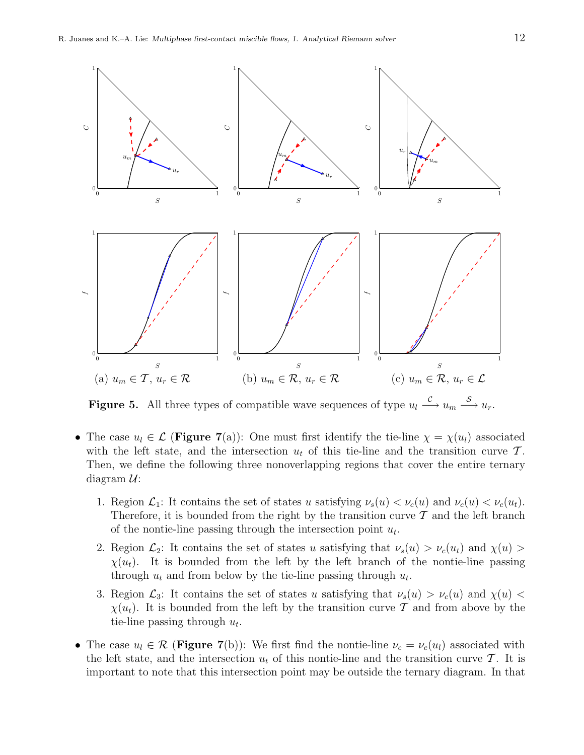(a) $u_m \in \mathcal{T}$, $u_r \in \mathcal{R}$ (b) $u_m \in \mathcal{R}$, $u_r \in \mathcal{R}$ (c) $u_m \in \mathcal{R}$, $u_r \in \mathcal{L}$

**Figure 5.** All three types of compatible wave sequences of type $u_l \xrightarrow{\mathcal{C}} u_m \xrightarrow{\mathcal{S}} u_r$.

- The case $u_l \in \mathcal{L}$ (**Figure 7**(a)): One must first identify the tie-line $\chi = \chi(u_l)$ associated with the left state, and the intersection $u_t$ of this tie-line and the transition curve $\mathcal{T}$. Then, we define the following three nonoverlapping regions that cover the entire ternary diagram $\mathcal{U}$:

  1. Region $\mathcal{L}_1$: It contains the set of states $u$ satisfying $\nu_s(u) < \nu_c(u)$ and $\nu_c(u) < \nu_c(u_t)$. Therefore, it is bounded from the right by the transition curve $\mathcal{T}$ and the left branch of the nontie-line passing through the intersection point $u_t$.
  2. Region $\mathcal{L}_2$: It contains the set of states $u$ satisfying that $\nu_s(u) > \nu_c(u_t)$ and $\chi(u) > \chi(u_t)$. It is bounded from the left by the left branch of the nontie-line passing through $u_t$ and from below by the tie-line passing through $u_t$.
  3. Region $\mathcal{L}_3$: It contains the set of states $u$ satisfying that $\nu_s(u) > \nu_c(u)$ and $\chi(u) < \chi(u_t)$. It is bounded from the left by the transition curve $\mathcal{T}$ and from above by the tie-line passing through $u_t$.

- The case $u_l \in \mathcal{R}$ (**Figure 7**(b)): We first find the nontie-line $\nu_c = \nu_c(u_l)$ associated with the left state, and the intersection $u_t$ of this nontie-line and the transition curve $\mathcal{T}$. It is important to note that this intersection point may be outside the ternary diagram. In that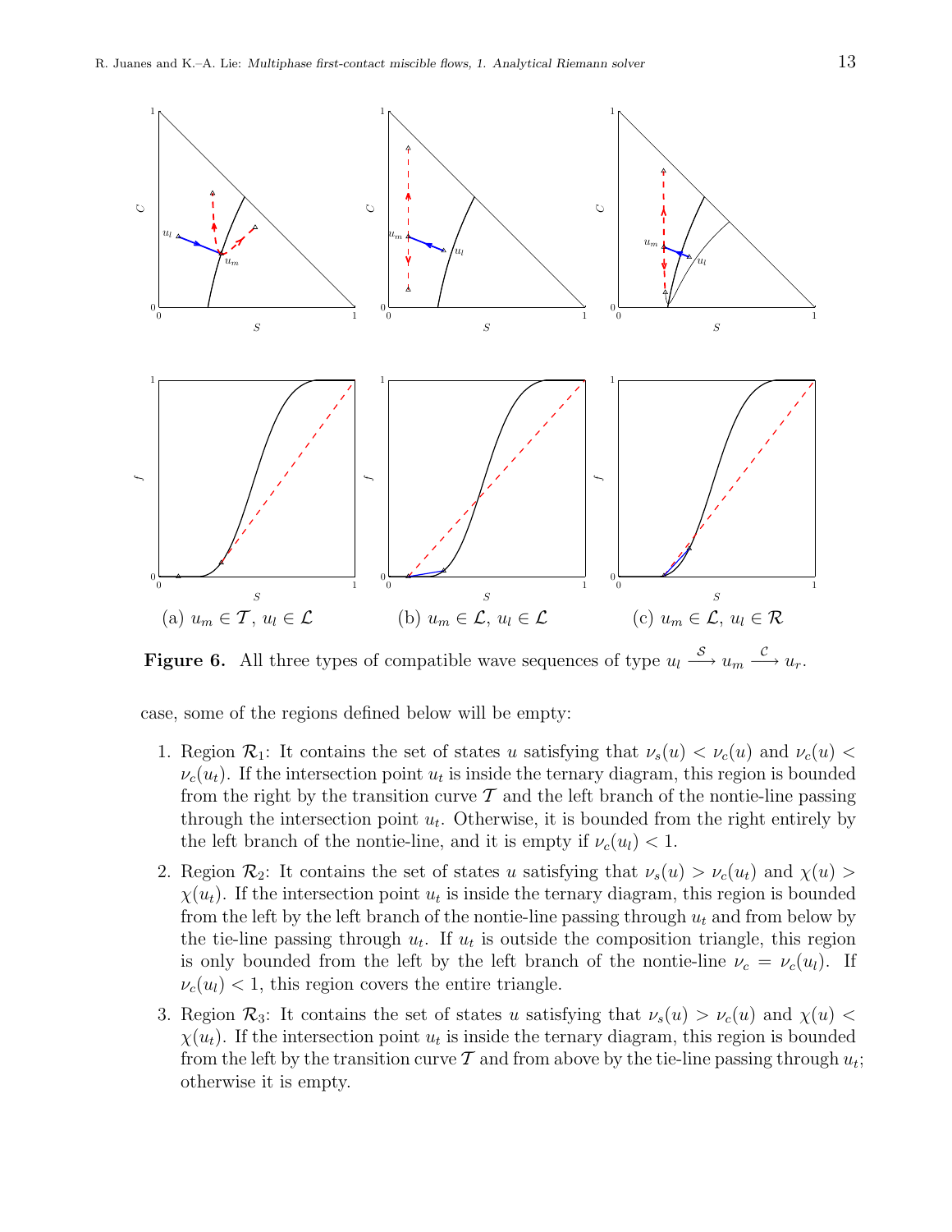(a) $u_m \in \mathcal{T}$, $u_l \in \mathcal{L}$ (b) $u_m \in \mathcal{L}$, $u_l \in \mathcal{L}$ (c) $u_m \in \mathcal{L}$, $u_l \in \mathcal{R}$

**Figure 6.** All three types of compatible wave sequences of type $u_l \xrightarrow{\mathcal{S}} u_m \xrightarrow{\mathcal{C}} u_r$.

case, some of the regions defined below will be empty:

1. Region $\mathcal{R}_1$: It contains the set of states $u$ satisfying that $\nu_s(u) < \nu_c(u)$ and $\nu_c(u) < \nu_c(u_t)$. If the intersection point $u_t$ is inside the ternary diagram, this region is bounded from the right by the transition curve $\mathcal{T}$ and the left branch of the nontie-line passing through the intersection point $u_t$. Otherwise, it is bounded from the right entirely by the left branch of the nontie-line, and it is empty if $\nu_c(u_l) < 1$.
2. Region $\mathcal{R}_2$: It contains the set of states $u$ satisfying that $\nu_s(u) > \nu_c(u_t)$ and $\chi(u) > \chi(u_t)$. If the intersection point $u_t$ is inside the ternary diagram, this region is bounded from the left by the left branch of the nontie-line passing through $u_t$ and from below by the tie-line passing through $u_t$. If $u_t$ is outside the composition triangle, this region is only bounded from the left by the left branch of the nontie-line $\nu_c = \nu_c(u_l)$. If $\nu_c(u_l) < 1$, this region covers the entire triangle.
3. Region $\mathcal{R}_3$: It contains the set of states $u$ satisfying that $\nu_s(u) > \nu_c(u)$ and $\chi(u) < \chi(u_t)$. If the intersection point $u_t$ is inside the ternary diagram, this region is bounded from the left by the transition curve $\mathcal{T}$ and from above by the tie-line passing through $u_t$; otherwise it is empty.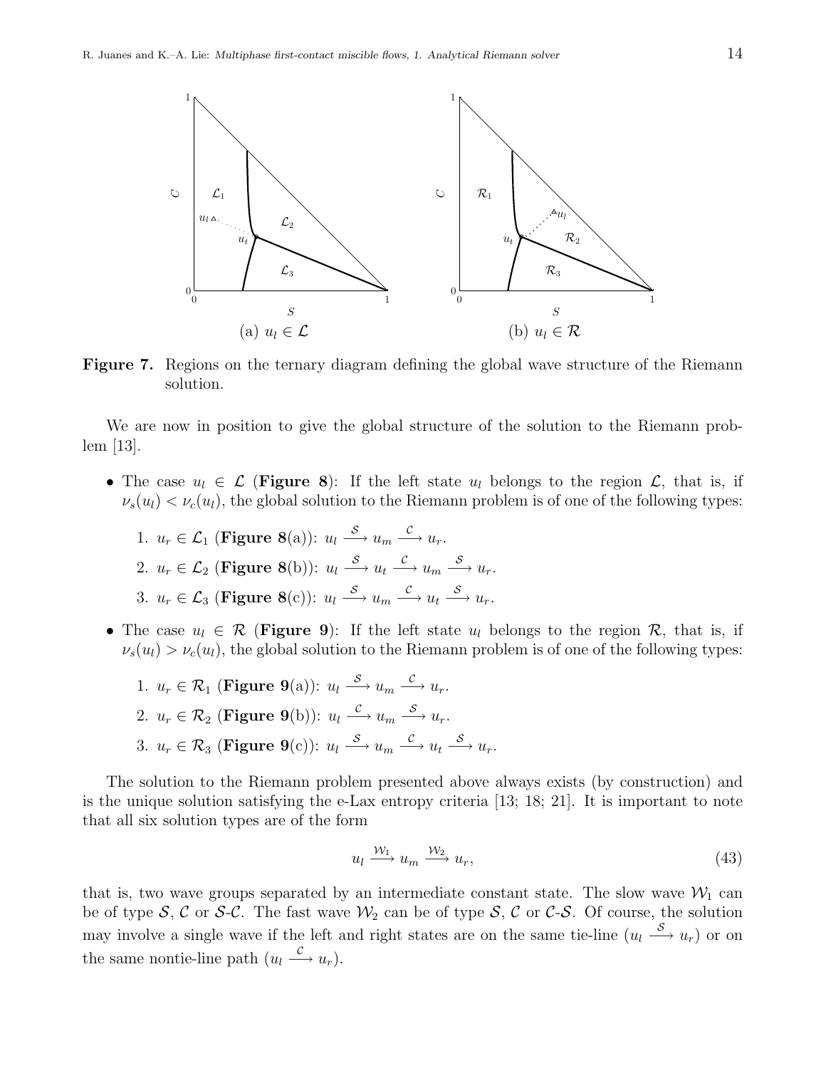**Figure 7.** Regions on the ternary diagram defining the global wave structure of the Riemann solution.

We are now in position to give the global structure of the solution to the Riemann problem [13].

- The case $u_l \in \mathcal{L}$ (**Figure 8**): If the left state $u_l$ belongs to the region $\mathcal{L}$, that is, if $\nu_s(u_l) < \nu_c(u_l)$, the global solution to the Riemann problem is of one of the following types:
  1. $u_r \in \mathcal{L}_1$ (**Figure 8**(a)): $u_l \xrightarrow{\mathcal{S}} u_m \xrightarrow{\mathcal{C}} u_r$.
  2. $u_r \in \mathcal{L}_2$ (**Figure 8**(b)): $u_l \xrightarrow{\mathcal{S}} u_t \xrightarrow{\mathcal{C}} u_m \xrightarrow{\mathcal{S}} u_r$.
  3. $u_r \in \mathcal{L}_3$ (**Figure 8**(c)): $u_l \xrightarrow{\mathcal{S}} u_m \xrightarrow{\mathcal{C}} u_t \xrightarrow{\mathcal{S}} u_r$.
- The case $u_l \in \mathcal{R}$ (**Figure 9**): If the left state $u_l$ belongs to the region $\mathcal{R}$, that is, if $\nu_s(u_l) > \nu_c(u_l)$, the global solution to the Riemann problem is of one of the following types:
  1. $u_r \in \mathcal{R}_1$ (**Figure 9**(a)): $u_l \xrightarrow{\mathcal{S}} u_m \xrightarrow{\mathcal{C}} u_r$.
  2. $u_r \in \mathcal{R}_2$ (**Figure 9**(b)): $u_l \xrightarrow{\mathcal{C}} u_m \xrightarrow{\mathcal{S}} u_r$.
  3. $u_r \in \mathcal{R}_3$ (**Figure 9**(c)): $u_l \xrightarrow{\mathcal{S}} u_m \xrightarrow{\mathcal{C}} u_t \xrightarrow{\mathcal{S}} u_r$.

The solution to the Riemann problem presented above always exists (by construction) and is the unique solution satisfying the e-Lax entropy criteria [13; 18; 21]. It is important to note that all six solution types are of the form

$$u_l \xrightarrow{\mathcal{W}_1} u_m \xrightarrow{\mathcal{W}_2} u_r, \tag{43}$$

that is, two wave groups separated by an intermediate constant state. The slow wave $\mathcal{W}_1$ can be of type $\mathcal{S}$, $\mathcal{C}$ or $\mathcal{S}$-$\mathcal{C}$. The fast wave $\mathcal{W}_2$ can be of type $\mathcal{S}$, $\mathcal{C}$ or $\mathcal{C}$-$\mathcal{S}$. Of course, the solution may involve a single wave if the left and right states are on the same tie-line ($u_l \xrightarrow{\mathcal{S}} u_r$) or on the same nontie-line path ($u_l \xrightarrow{\mathcal{C}} u_r$).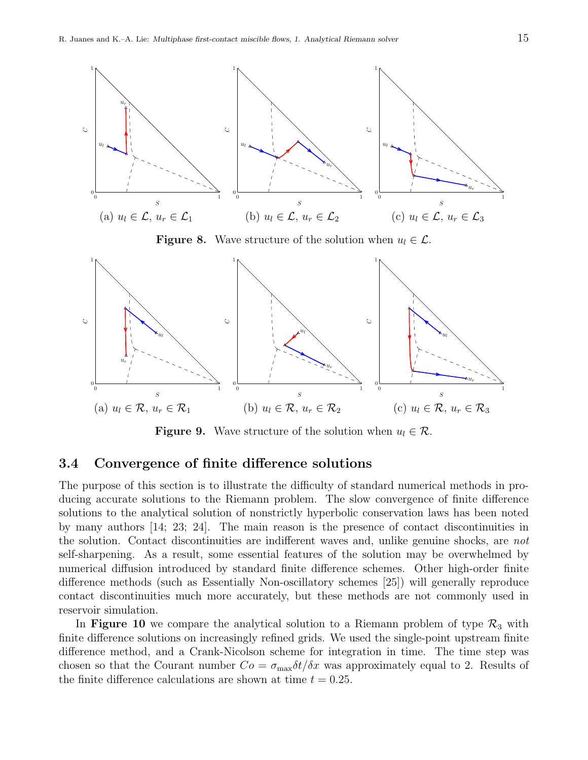(a) $u_l \in \mathcal{L}$, $u_r \in \mathcal{L}_1$

(b) $u_l \in \mathcal{L}$, $u_r \in \mathcal{L}_2$

(c) $u_l \in \mathcal{L}$, $u_r \in \mathcal{L}_3$

**Figure 8.** Wave structure of the solution when $u_l \in \mathcal{L}$.

(a) $u_l \in \mathcal{R}$, $u_r \in \mathcal{R}_1$

(b) $u_l \in \mathcal{R}$, $u_r \in \mathcal{R}_2$

(c) $u_l \in \mathcal{R}$, $u_r \in \mathcal{R}_3$

**Figure 9.** Wave structure of the solution when $u_l \in \mathcal{R}$.

## 3.4 Convergence of finite difference solutions

The purpose of this section is to illustrate the difficulty of standard numerical methods in producing accurate solutions to the Riemann problem. The slow convergence of finite difference solutions to the analytical solution of nonstrictly hyperbolic conservation laws has been noted by many authors [14; 23; 24]. The main reason is the presence of contact discontinuities in the solution. Contact discontinuities are indifferent waves and, unlike genuine shocks, are *not* self-sharpening. As a result, some essential features of the solution may be overwhelmed by numerical diffusion introduced by standard finite difference schemes. Other high-order finite difference methods (such as Essentially Non-oscillatory schemes [25]) will generally reproduce contact discontinuities much more accurately, but these methods are not commonly used in reservoir simulation.

In **Figure 10** we compare the analytical solution to a Riemann problem of type $\mathcal{R}_3$ with finite difference solutions on increasingly refined grids. We used the single-point upstream finite difference method, and a Crank-Nicolson scheme for integration in time. The time step was chosen so that the Courant number $Co = \sigma_{\max}\delta t/\delta x$ was approximately equal to 2. Results of the finite difference calculations are shown at time $t = 0.25$.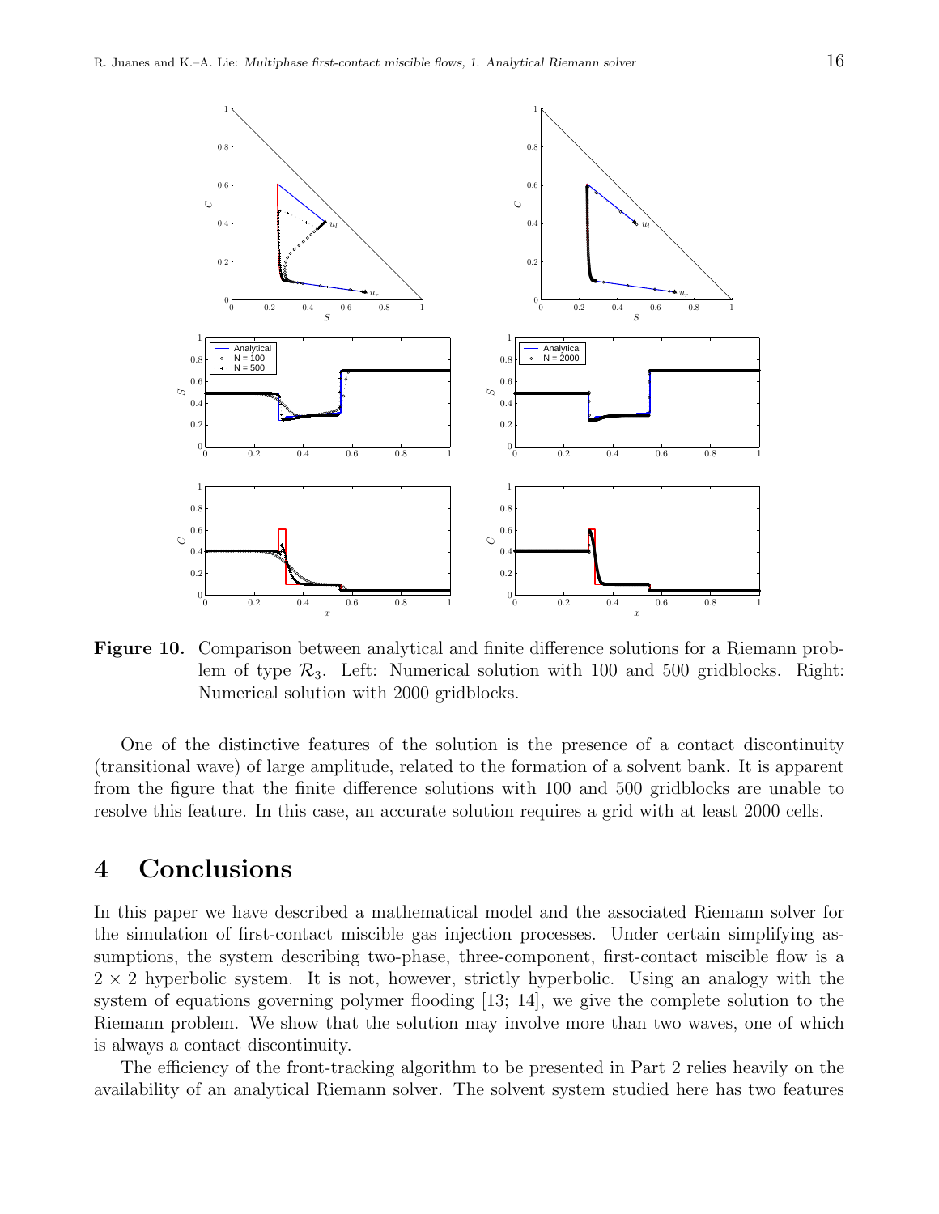**Figure 10.** Comparison between analytical and finite difference solutions for a Riemann problem of type $\mathcal{R}_3$. Left: Numerical solution with 100 and 500 gridblocks. Right: Numerical solution with 2000 gridblocks.

One of the distinctive features of the solution is the presence of a contact discontinuity (transitional wave) of large amplitude, related to the formation of a solvent bank. It is apparent from the figure that the finite difference solutions with 100 and 500 gridblocks are unable to resolve this feature. In this case, an accurate solution requires a grid with at least 2000 cells.

# 4 Conclusions

In this paper we have described a mathematical model and the associated Riemann solver for the simulation of first-contact miscible gas injection processes. Under certain simplifying assumptions, the system describing two-phase, three-component, first-contact miscible flow is a $2 \times 2$ hyperbolic system. It is not, however, strictly hyperbolic. Using an analogy with the system of equations governing polymer flooding [13; 14], we give the complete solution to the Riemann problem. We show that the solution may involve more than two waves, one of which is always a contact discontinuity.

The efficiency of the front-tracking algorithm to be presented in Part 2 relies heavily on the availability of an analytical Riemann solver. The solvent system studied here has two features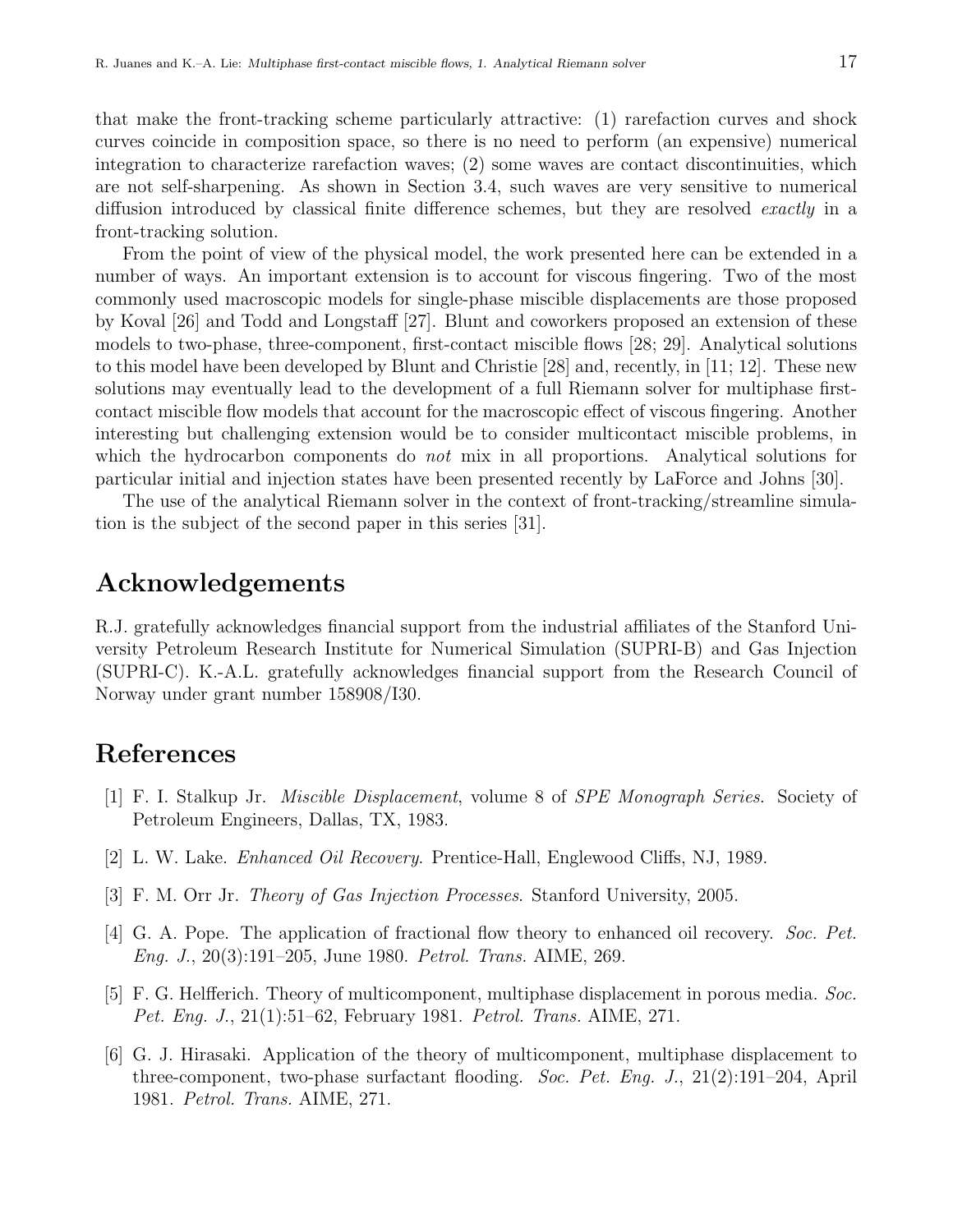that make the front-tracking scheme particularly attractive: (1) rarefaction curves and shock curves coincide in composition space, so there is no need to perform (an expensive) numerical integration to characterize rarefaction waves; (2) some waves are contact discontinuities, which are not self-sharpening. As shown in Section 3.4, such waves are very sensitive to numerical diffusion introduced by classical finite difference schemes, but they are resolved *exactly* in a front-tracking solution.

From the point of view of the physical model, the work presented here can be extended in a number of ways. An important extension is to account for viscous fingering. Two of the most commonly used macroscopic models for single-phase miscible displacements are those proposed by Koval [26] and Todd and Longstaff [27]. Blunt and coworkers proposed an extension of these models to two-phase, three-component, first-contact miscible flows [28; 29]. Analytical solutions to this model have been developed by Blunt and Christie [28] and, recently, in [11; 12]. These new solutions may eventually lead to the development of a full Riemann solver for multiphase first-contact miscible flow models that account for the macroscopic effect of viscous fingering. Another interesting but challenging extension would be to consider multicontact miscible problems, in which the hydrocarbon components do *not* mix in all proportions. Analytical solutions for particular initial and injection states have been presented recently by LaForce and Johns [30].

The use of the analytical Riemann solver in the context of front-tracking/streamline simulation is the subject of the second paper in this series [31].

## Acknowledgements

R.J. gratefully acknowledges financial support from the industrial affiliates of the Stanford University Petroleum Research Institute for Numerical Simulation (SUPRI-B) and Gas Injection (SUPRI-C). K.-A.L. gratefully acknowledges financial support from the Research Council of Norway under grant number 158908/I30.

## References

[1] F. I. Stalkup Jr. *Miscible Displacement*, volume 8 of *SPE Monograph Series*. Society of Petroleum Engineers, Dallas, TX, 1983.

[2] L. W. Lake. *Enhanced Oil Recovery*. Prentice-Hall, Englewood Cliffs, NJ, 1989.

[3] F. M. Orr Jr. *Theory of Gas Injection Processes*. Stanford University, 2005.

[4] G. A. Pope. The application of fractional flow theory to enhanced oil recovery. *Soc. Pet. Eng. J.*, 20(3):191–205, June 1980. *Petrol. Trans.* AIME, 269.

[5] F. G. Helfferich. Theory of multicomponent, multiphase displacement in porous media. *Soc. Pet. Eng. J.*, 21(1):51–62, February 1981. *Petrol. Trans.* AIME, 271.

[6] G. J. Hirasaki. Application of the theory of multicomponent, multiphase displacement to three-component, two-phase surfactant flooding. *Soc. Pet. Eng. J.*, 21(2):191–204, April 1981. *Petrol. Trans.* AIME, 271.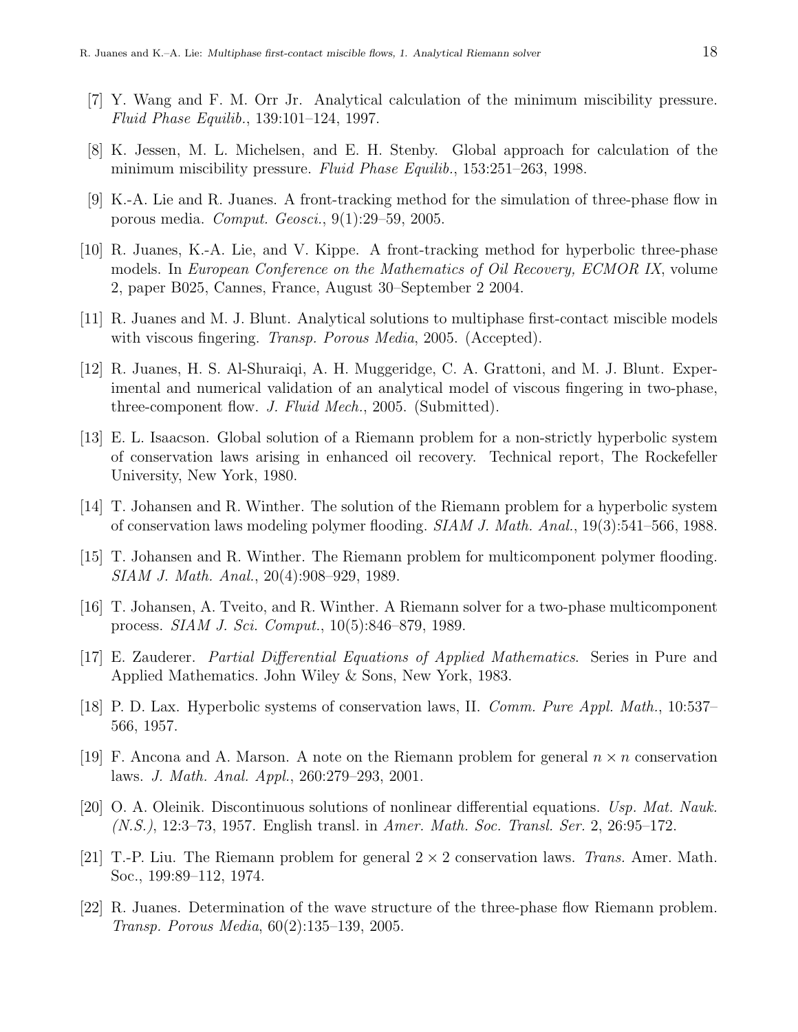[7] Y. Wang and F. M. Orr Jr. Analytical calculation of the minimum miscibility pressure. *Fluid Phase Equilib.*, 139:101–124, 1997.

[8] K. Jessen, M. L. Michelsen, and E. H. Stenby. Global approach for calculation of the minimum miscibility pressure. *Fluid Phase Equilib.*, 153:251–263, 1998.

[9] K.-A. Lie and R. Juanes. A front-tracking method for the simulation of three-phase flow in porous media. *Comput. Geosci.*, 9(1):29–59, 2005.

[10] R. Juanes, K.-A. Lie, and V. Kippe. A front-tracking method for hyperbolic three-phase models. In *European Conference on the Mathematics of Oil Recovery, ECMOR IX*, volume 2, paper B025, Cannes, France, August 30–September 2 2004.

[11] R. Juanes and M. J. Blunt. Analytical solutions to multiphase first-contact miscible models with viscous fingering. *Transp. Porous Media*, 2005. (Accepted).

[12] R. Juanes, H. S. Al-Shuraiqi, A. H. Muggeridge, C. A. Grattoni, and M. J. Blunt. Experimental and numerical validation of an analytical model of viscous fingering in two-phase, three-component flow. *J. Fluid Mech.*, 2005. (Submitted).

[13] E. L. Isaacson. Global solution of a Riemann problem for a non-strictly hyperbolic system of conservation laws arising in enhanced oil recovery. Technical report, The Rockefeller University, New York, 1980.

[14] T. Johansen and R. Winther. The solution of the Riemann problem for a hyperbolic system of conservation laws modeling polymer flooding. *SIAM J. Math. Anal.*, 19(3):541–566, 1988.

[15] T. Johansen and R. Winther. The Riemann problem for multicomponent polymer flooding. *SIAM J. Math. Anal.*, 20(4):908–929, 1989.

[16] T. Johansen, A. Tveito, and R. Winther. A Riemann solver for a two-phase multicomponent process. *SIAM J. Sci. Comput.*, 10(5):846–879, 1989.

[17] E. Zauderer. *Partial Differential Equations of Applied Mathematics*. Series in Pure and Applied Mathematics. John Wiley & Sons, New York, 1983.

[18] P. D. Lax. Hyperbolic systems of conservation laws, II. *Comm. Pure Appl. Math.*, 10:537–566, 1957.

[19] F. Ancona and A. Marson. A note on the Riemann problem for general $n \times n$ conservation laws. *J. Math. Anal. Appl.*, 260:279–293, 2001.

[20] O. A. Oleinik. Discontinuous solutions of nonlinear differential equations. *Usp. Mat. Nauk. (N.S.)*, 12:3–73, 1957. English transl. in *Amer. Math. Soc. Transl. Ser.* 2, 26:95–172.

[21] T.-P. Liu. The Riemann problem for general $2 \times 2$ conservation laws. *Trans.* Amer. Math. Soc., 199:89–112, 1974.

[22] R. Juanes. Determination of the wave structure of the three-phase flow Riemann problem. *Transp. Porous Media*, 60(2):135–139, 2005.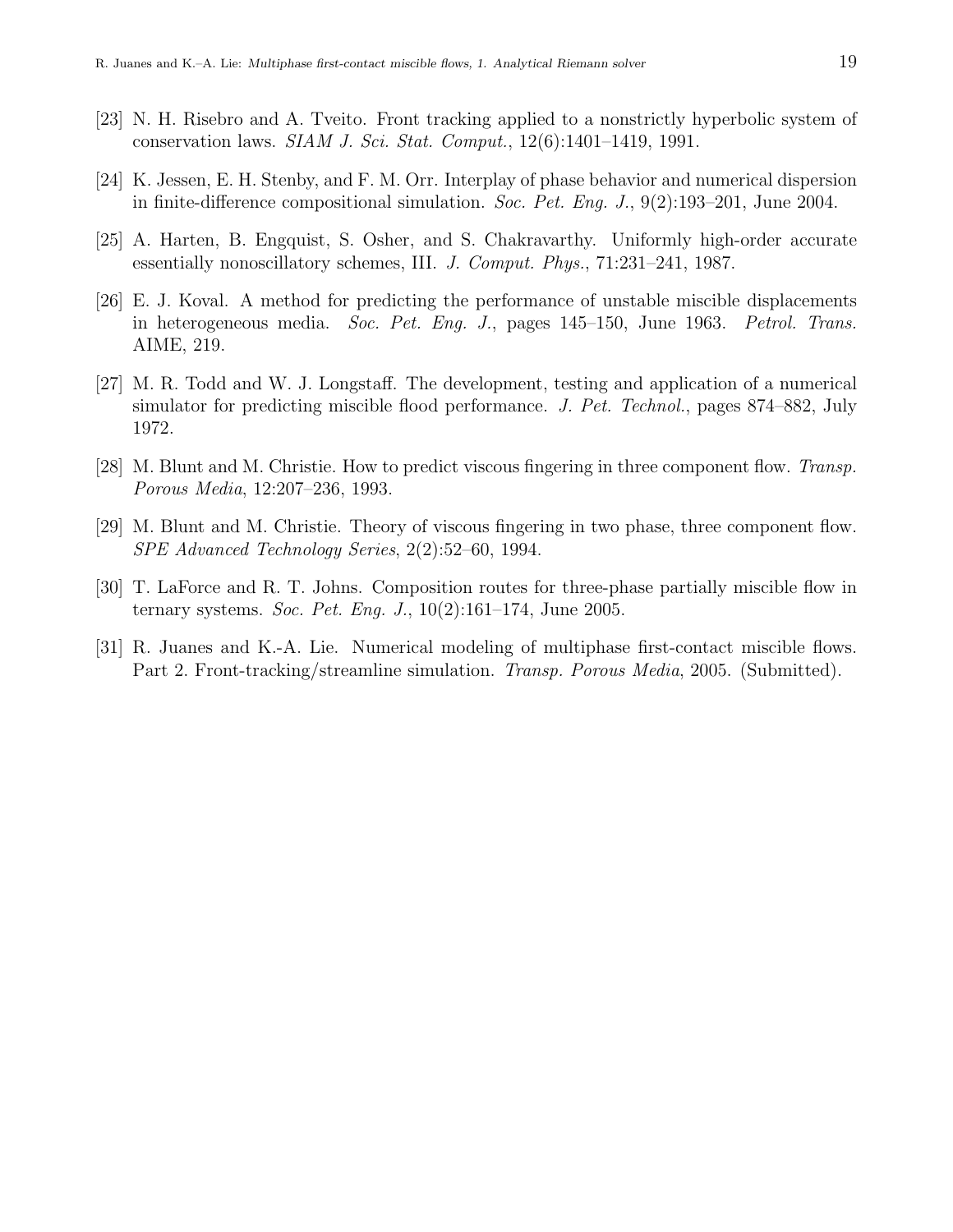[23] N. H. Risebro and A. Tveito. Front tracking applied to a nonstrictly hyperbolic system of conservation laws. *SIAM J. Sci. Stat. Comput.*, 12(6):1401–1419, 1991.

[24] K. Jessen, E. H. Stenby, and F. M. Orr. Interplay of phase behavior and numerical dispersion in finite-difference compositional simulation. *Soc. Pet. Eng. J.*, 9(2):193–201, June 2004.

[25] A. Harten, B. Engquist, S. Osher, and S. Chakravarthy. Uniformly high-order accurate essentially nonoscillatory schemes, III. *J. Comput. Phys.*, 71:231–241, 1987.

[26] E. J. Koval. A method for predicting the performance of unstable miscible displacements in heterogeneous media. *Soc. Pet. Eng. J.*, pages 145–150, June 1963. *Petrol. Trans.* AIME, 219.

[27] M. R. Todd and W. J. Longstaff. The development, testing and application of a numerical simulator for predicting miscible flood performance. *J. Pet. Technol.*, pages 874–882, July 1972.

[28] M. Blunt and M. Christie. How to predict viscous fingering in three component flow. *Transp. Porous Media*, 12:207–236, 1993.

[29] M. Blunt and M. Christie. Theory of viscous fingering in two phase, three component flow. *SPE Advanced Technology Series*, 2(2):52–60, 1994.

[30] T. LaForce and R. T. Johns. Composition routes for three-phase partially miscible flow in ternary systems. *Soc. Pet. Eng. J.*, 10(2):161–174, June 2005.

[31] R. Juanes and K.-A. Lie. Numerical modeling of multiphase first-contact miscible flows. Part 2. Front-tracking/streamline simulation. *Transp. Porous Media*, 2005. (Submitted).